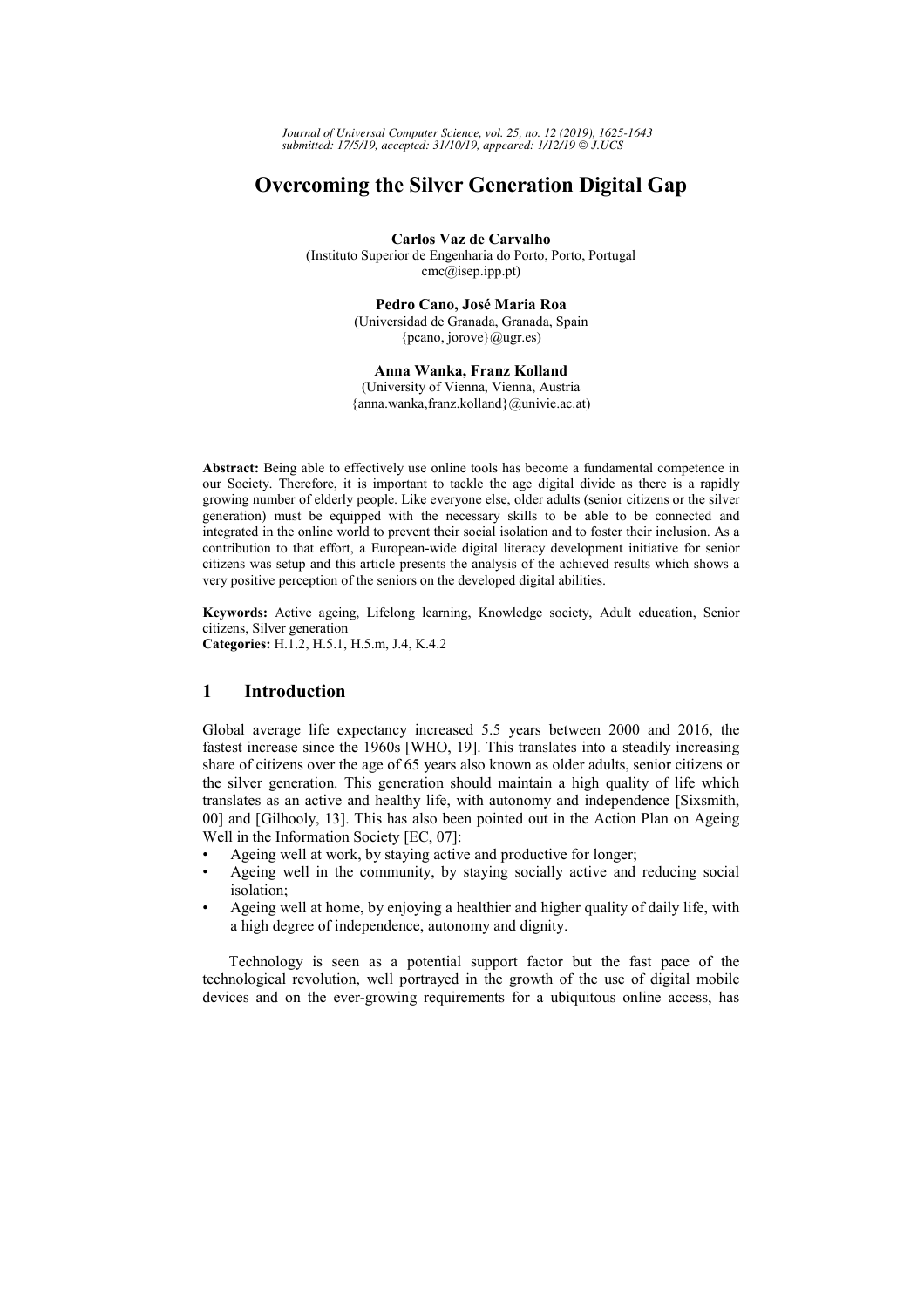# Overcoming the Silver Generation Digital Gap

**Carlos Vaz de Carvalho**
(Instituto Superior de Engenharia do Porto, Porto, Portugal
cmc@isep.ipp.pt)

**Pedro Cano, José Maria Roa**
(Universidad de Granada, Granada, Spain
{pcano, jorove}@ugr.es)

**Anna Wanka, Franz Kolland**
(University of Vienna, Vienna, Austria
{anna.wanka,franz.kolland}@univie.ac.at)

**Abstract:** Being able to effectively use online tools has become a fundamental competence in our Society. Therefore, it is important to tackle the age digital divide as there is a rapidly growing number of elderly people. Like everyone else, older adults (senior citizens or the silver generation) must be equipped with the necessary skills to be able to be connected and integrated in the online world to prevent their social isolation and to foster their inclusion. As a contribution to that effort, a European-wide digital literacy development initiative for senior citizens was setup and this article presents the analysis of the achieved results which shows a very positive perception of the seniors on the developed digital abilities.

**Keywords:** Active ageing, Lifelong learning, Knowledge society, Adult education, Senior citizens, Silver generation
**Categories:** H.1.2, H.5.1, H.5.m, J.4, K.4.2

## 1 Introduction

Global average life expectancy increased 5.5 years between 2000 and 2016, the fastest increase since the 1960s [WHO, 19]. This translates into a steadily increasing share of citizens over the age of 65 years also known as older adults, senior citizens or the silver generation. This generation should maintain a high quality of life which translates as an active and healthy life, with autonomy and independence [Sixsmith, 00] and [Gilhooly, 13]. This has also been pointed out in the Action Plan on Ageing Well in the Information Society [EC, 07]:

- Ageing well at work, by staying active and productive for longer;
- Ageing well in the community, by staying socially active and reducing social isolation;
- Ageing well at home, by enjoying a healthier and higher quality of daily life, with a high degree of independence, autonomy and dignity.

Technology is seen as a potential support factor but the fast pace of the technological revolution, well portrayed in the growth of the use of digital mobile devices and on the ever-growing requirements for a ubiquitous online access, has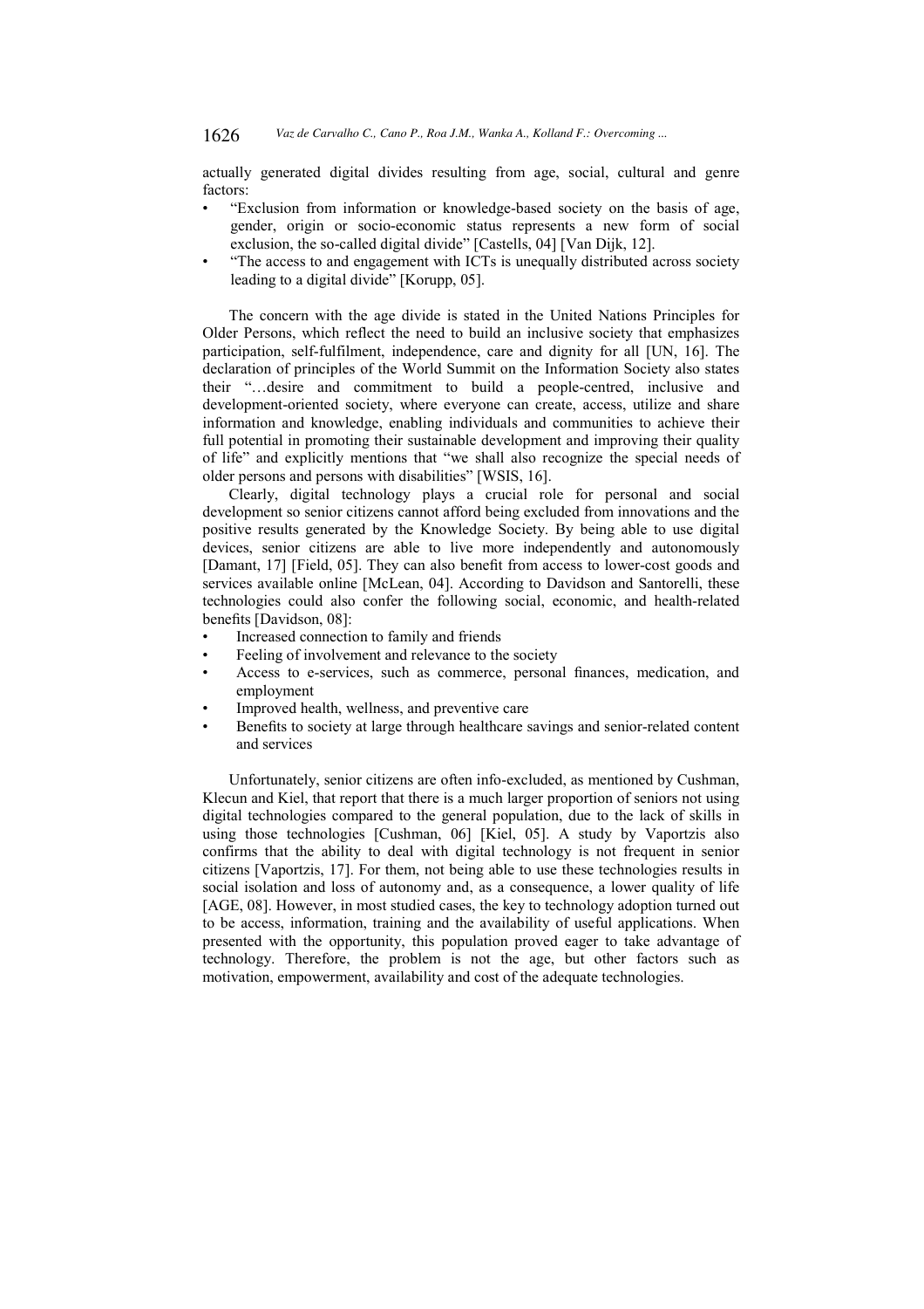actually generated digital divides resulting from age, social, cultural and genre factors:

- "Exclusion from information or knowledge-based society on the basis of age, gender, origin or socio-economic status represents a new form of social exclusion, the so-called digital divide" [Castells, 04] [Van Dijk, 12].
- "The access to and engagement with ICTs is unequally distributed across society leading to a digital divide" [Korupp, 05].

The concern with the age divide is stated in the United Nations Principles for Older Persons, which reflect the need to build an inclusive society that emphasizes participation, self-fulfilment, independence, care and dignity for all [UN, 16]. The declaration of principles of the World Summit on the Information Society also states their "…desire and commitment to build a people-centred, inclusive and development-oriented society, where everyone can create, access, utilize and share information and knowledge, enabling individuals and communities to achieve their full potential in promoting their sustainable development and improving their quality of life" and explicitly mentions that "we shall also recognize the special needs of older persons and persons with disabilities" [WSIS, 16].

Clearly, digital technology plays a crucial role for personal and social development so senior citizens cannot afford being excluded from innovations and the positive results generated by the Knowledge Society. By being able to use digital devices, senior citizens are able to live more independently and autonomously [Damant, 17] [Field, 05]. They can also benefit from access to lower-cost goods and services available online [McLean, 04]. According to Davidson and Santorelli, these technologies could also confer the following social, economic, and health-related benefits [Davidson, 08]:

- Increased connection to family and friends
- Feeling of involvement and relevance to the society
- Access to e-services, such as commerce, personal finances, medication, and employment
- Improved health, wellness, and preventive care
- Benefits to society at large through healthcare savings and senior-related content and services

Unfortunately, senior citizens are often info-excluded, as mentioned by Cushman, Klecun and Kiel, that report that there is a much larger proportion of seniors not using digital technologies compared to the general population, due to the lack of skills in using those technologies [Cushman, 06] [Kiel, 05]. A study by Vaportzis also confirms that the ability to deal with digital technology is not frequent in senior citizens [Vaportzis, 17]. For them, not being able to use these technologies results in social isolation and loss of autonomy and, as a consequence, a lower quality of life [AGE, 08]. However, in most studied cases, the key to technology adoption turned out to be access, information, training and the availability of useful applications. When presented with the opportunity, this population proved eager to take advantage of technology. Therefore, the problem is not the age, but other factors such as motivation, empowerment, availability and cost of the adequate technologies.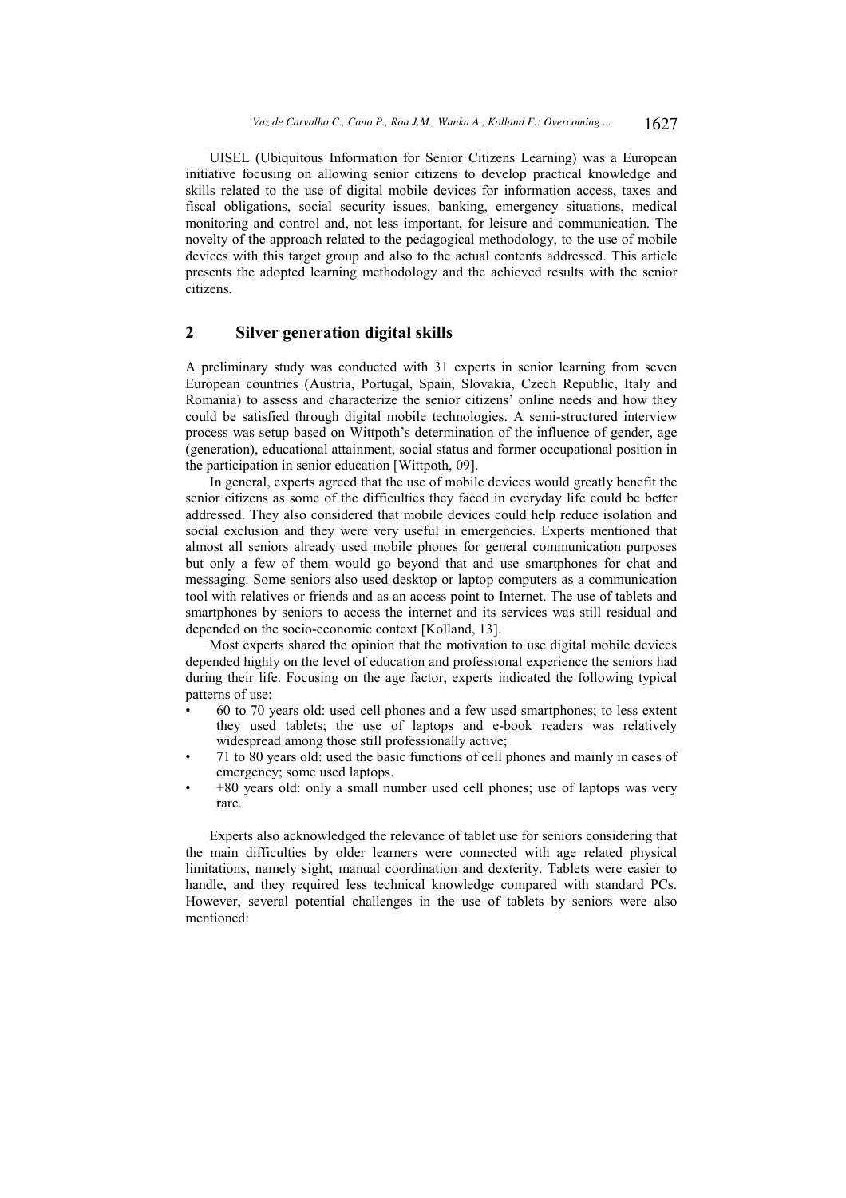UISEL (Ubiquitous Information for Senior Citizens Learning) was a European initiative focusing on allowing senior citizens to develop practical knowledge and skills related to the use of digital mobile devices for information access, taxes and fiscal obligations, social security issues, banking, emergency situations, medical monitoring and control and, not less important, for leisure and communication. The novelty of the approach related to the pedagogical methodology, to the use of mobile devices with this target group and also to the actual contents addressed. This article presents the adopted learning methodology and the achieved results with the senior citizens.

## 2 Silver generation digital skills

A preliminary study was conducted with 31 experts in senior learning from seven European countries (Austria, Portugal, Spain, Slovakia, Czech Republic, Italy and Romania) to assess and characterize the senior citizens' online needs and how they could be satisfied through digital mobile technologies. A semi-structured interview process was setup based on Wittpoth's determination of the influence of gender, age (generation), educational attainment, social status and former occupational position in the participation in senior education [Wittpoth, 09].

In general, experts agreed that the use of mobile devices would greatly benefit the senior citizens as some of the difficulties they faced in everyday life could be better addressed. They also considered that mobile devices could help reduce isolation and social exclusion and they were very useful in emergencies. Experts mentioned that almost all seniors already used mobile phones for general communication purposes but only a few of them would go beyond that and use smartphones for chat and messaging. Some seniors also used desktop or laptop computers as a communication tool with relatives or friends and as an access point to Internet. The use of tablets and smartphones by seniors to access the internet and its services was still residual and depended on the socio-economic context [Kolland, 13].

Most experts shared the opinion that the motivation to use digital mobile devices depended highly on the level of education and professional experience the seniors had during their life. Focusing on the age factor, experts indicated the following typical patterns of use:

- 60 to 70 years old: used cell phones and a few used smartphones; to less extent they used tablets; the use of laptops and e-book readers was relatively widespread among those still professionally active;
- 71 to 80 years old: used the basic functions of cell phones and mainly in cases of emergency; some used laptops.
- +80 years old: only a small number used cell phones; use of laptops was very rare.

Experts also acknowledged the relevance of tablet use for seniors considering that the main difficulties by older learners were connected with age related physical limitations, namely sight, manual coordination and dexterity. Tablets were easier to handle, and they required less technical knowledge compared with standard PCs. However, several potential challenges in the use of tablets by seniors were also mentioned: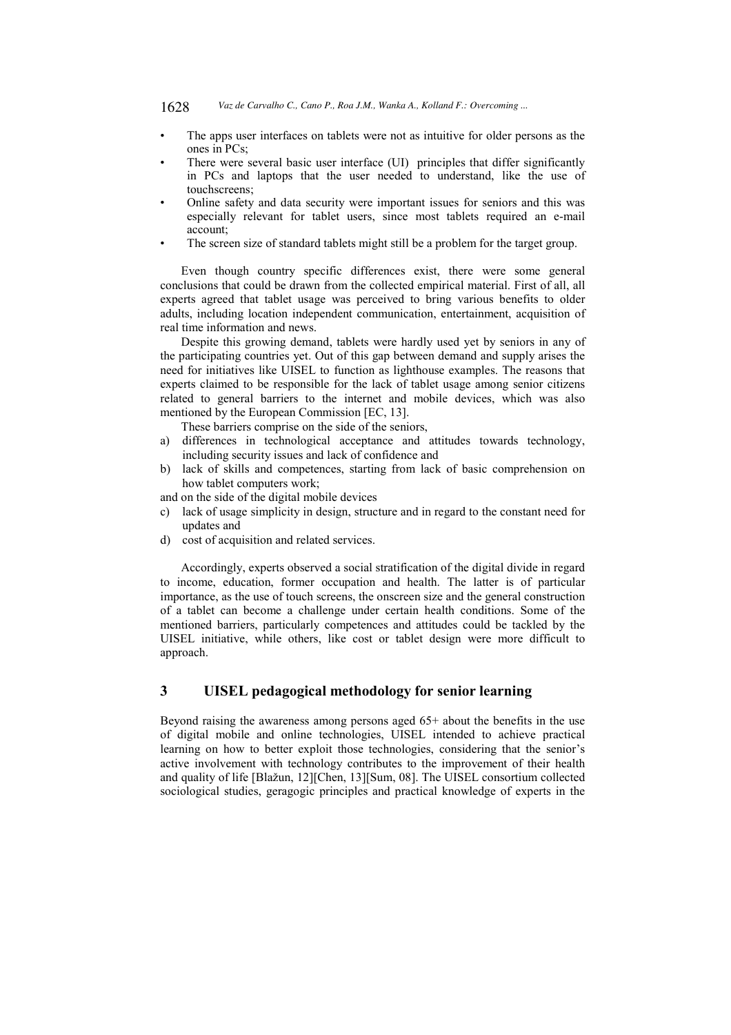- The apps user interfaces on tablets were not as intuitive for older persons as the ones in PCs;
- There were several basic user interface (UI) principles that differ significantly in PCs and laptops that the user needed to understand, like the use of touchscreens;
- Online safety and data security were important issues for seniors and this was especially relevant for tablet users, since most tablets required an e-mail account;
- The screen size of standard tablets might still be a problem for the target group.

Even though country specific differences exist, there were some general conclusions that could be drawn from the collected empirical material. First of all, all experts agreed that tablet usage was perceived to bring various benefits to older adults, including location independent communication, entertainment, acquisition of real time information and news.

Despite this growing demand, tablets were hardly used yet by seniors in any of the participating countries yet. Out of this gap between demand and supply arises the need for initiatives like UISEL to function as lighthouse examples. The reasons that experts claimed to be responsible for the lack of tablet usage among senior citizens related to general barriers to the internet and mobile devices, which was also mentioned by the European Commission [EC, 13].

These barriers comprise on the side of the seniors,

a) differences in technological acceptance and attitudes towards technology, including security issues and lack of confidence and
b) lack of skills and competences, starting from lack of basic comprehension on how tablet computers work;

and on the side of the digital mobile devices

c) lack of usage simplicity in design, structure and in regard to the constant need for updates and
d) cost of acquisition and related services.

Accordingly, experts observed a social stratification of the digital divide in regard to income, education, former occupation and health. The latter is of particular importance, as the use of touch screens, the onscreen size and the general construction of a tablet can become a challenge under certain health conditions. Some of the mentioned barriers, particularly competences and attitudes could be tackled by the UISEL initiative, while others, like cost or tablet design were more difficult to approach.

## 3 UISEL pedagogical methodology for senior learning

Beyond raising the awareness among persons aged 65+ about the benefits in the use of digital mobile and online technologies, UISEL intended to achieve practical learning on how to better exploit those technologies, considering that the senior's active involvement with technology contributes to the improvement of their health and quality of life [Blažun, 12][Chen, 13][Sum, 08]. The UISEL consortium collected sociological studies, geragogic principles and practical knowledge of experts in the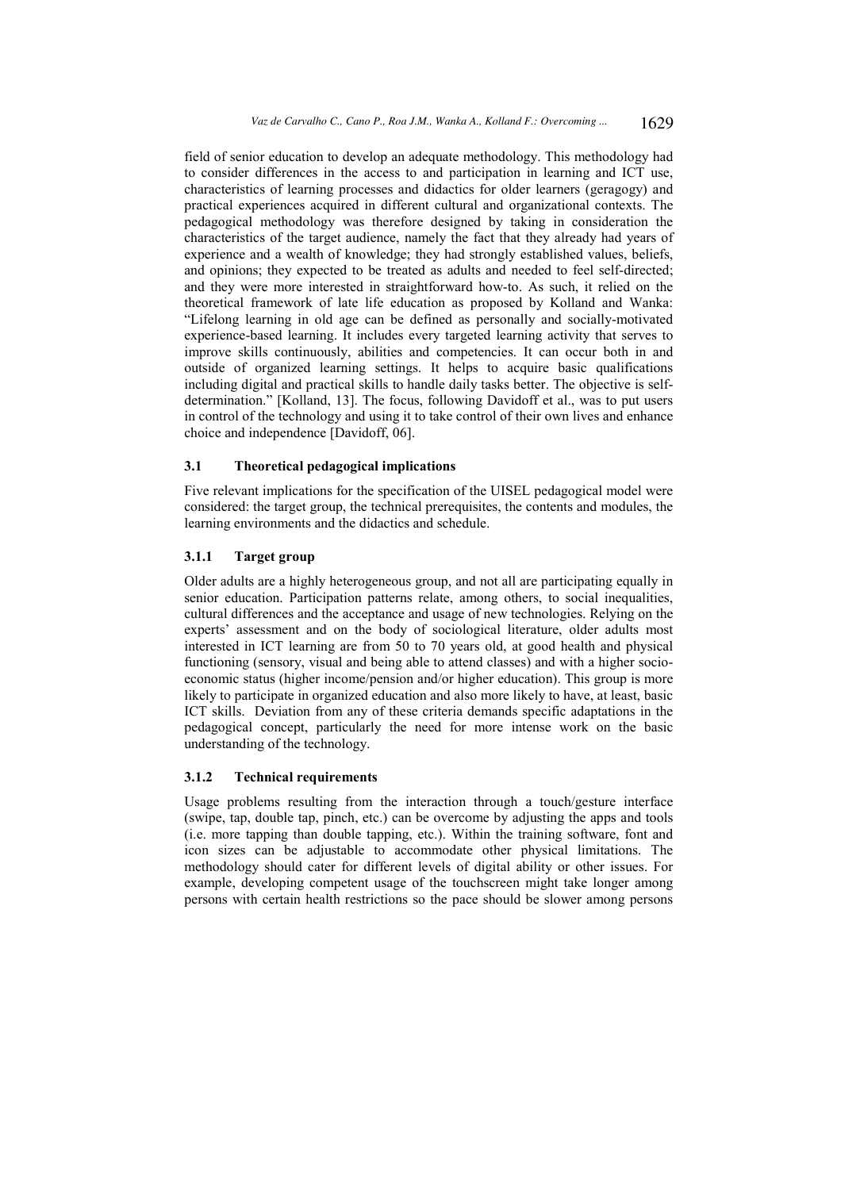field of senior education to develop an adequate methodology. This methodology had to consider differences in the access to and participation in learning and ICT use, characteristics of learning processes and didactics for older learners (geragogy) and practical experiences acquired in different cultural and organizational contexts. The pedagogical methodology was therefore designed by taking in consideration the characteristics of the target audience, namely the fact that they already had years of experience and a wealth of knowledge; they had strongly established values, beliefs, and opinions; they expected to be treated as adults and needed to feel self-directed; and they were more interested in straightforward how-to. As such, it relied on the theoretical framework of late life education as proposed by Kolland and Wanka: "Lifelong learning in old age can be defined as personally and socially-motivated experience-based learning. It includes every targeted learning activity that serves to improve skills continuously, abilities and competencies. It can occur both in and outside of organized learning settings. It helps to acquire basic qualifications including digital and practical skills to handle daily tasks better. The objective is self-determination." [Kolland, 13]. The focus, following Davidoff et al., was to put users in control of the technology and using it to take control of their own lives and enhance choice and independence [Davidoff, 06].

### 3.1 Theoretical pedagogical implications

Five relevant implications for the specification of the UISEL pedagogical model were considered: the target group, the technical prerequisites, the contents and modules, the learning environments and the didactics and schedule.

#### 3.1.1 Target group

Older adults are a highly heterogeneous group, and not all are participating equally in senior education. Participation patterns relate, among others, to social inequalities, cultural differences and the acceptance and usage of new technologies. Relying on the experts' assessment and on the body of sociological literature, older adults most interested in ICT learning are from 50 to 70 years old, at good health and physical functioning (sensory, visual and being able to attend classes) and with a higher socio-economic status (higher income/pension and/or higher education). This group is more likely to participate in organized education and also more likely to have, at least, basic ICT skills. Deviation from any of these criteria demands specific adaptations in the pedagogical concept, particularly the need for more intense work on the basic understanding of the technology.

#### 3.1.2 Technical requirements

Usage problems resulting from the interaction through a touch/gesture interface (swipe, tap, double tap, pinch, etc.) can be overcome by adjusting the apps and tools (i.e. more tapping than double tapping, etc.). Within the training software, font and icon sizes can be adjustable to accommodate other physical limitations. The methodology should cater for different levels of digital ability or other issues. For example, developing competent usage of the touchscreen might take longer among persons with certain health restrictions so the pace should be slower among persons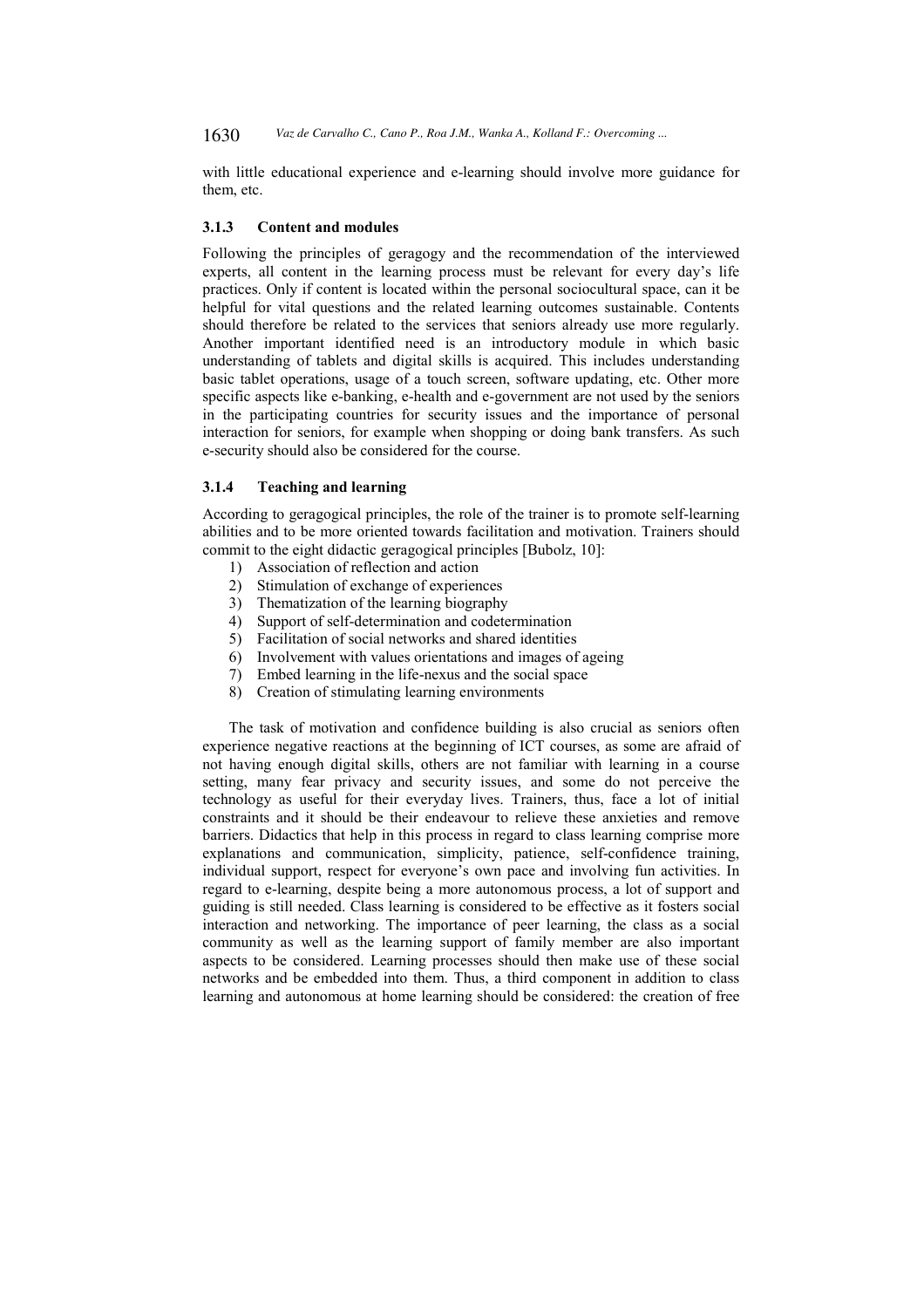with little educational experience and e-learning should involve more guidance for them, etc.

### 3.1.3 Content and modules

Following the principles of geragogy and the recommendation of the interviewed experts, all content in the learning process must be relevant for every day's life practices. Only if content is located within the personal sociocultural space, can it be helpful for vital questions and the related learning outcomes sustainable. Contents should therefore be related to the services that seniors already use more regularly. Another important identified need is an introductory module in which basic understanding of tablets and digital skills is acquired. This includes understanding basic tablet operations, usage of a touch screen, software updating, etc. Other more specific aspects like e-banking, e-health and e-government are not used by the seniors in the participating countries for security issues and the importance of personal interaction for seniors, for example when shopping or doing bank transfers. As such e-security should also be considered for the course.

### 3.1.4 Teaching and learning

According to geragogical principles, the role of the trainer is to promote self-learning abilities and to be more oriented towards facilitation and motivation. Trainers should commit to the eight didactic geragogical principles [Bubolz, 10]:

1) Association of reflection and action
2) Stimulation of exchange of experiences
3) Thematization of the learning biography
4) Support of self-determination and codetermination
5) Facilitation of social networks and shared identities
6) Involvement with values orientations and images of ageing
7) Embed learning in the life-nexus and the social space
8) Creation of stimulating learning environments

The task of motivation and confidence building is also crucial as seniors often experience negative reactions at the beginning of ICT courses, as some are afraid of not having enough digital skills, others are not familiar with learning in a course setting, many fear privacy and security issues, and some do not perceive the technology as useful for their everyday lives. Trainers, thus, face a lot of initial constraints and it should be their endeavour to relieve these anxieties and remove barriers. Didactics that help in this process in regard to class learning comprise more explanations and communication, simplicity, patience, self-confidence training, individual support, respect for everyone's own pace and involving fun activities. In regard to e-learning, despite being a more autonomous process, a lot of support and guiding is still needed. Class learning is considered to be effective as it fosters social interaction and networking. The importance of peer learning, the class as a social community as well as the learning support of family member are also important aspects to be considered. Learning processes should then make use of these social networks and be embedded into them. Thus, a third component in addition to class learning and autonomous at home learning should be considered: the creation of free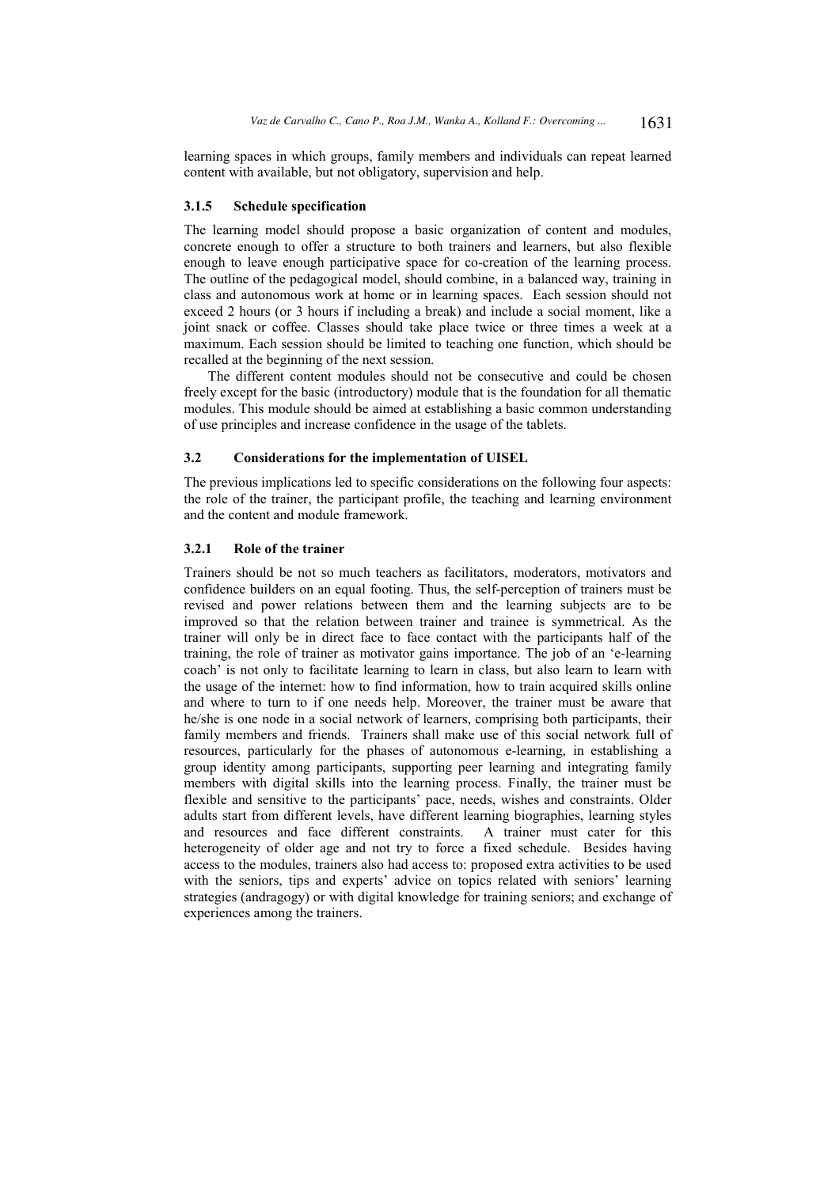learning spaces in which groups, family members and individuals can repeat learned content with available, but not obligatory, supervision and help.

#### 3.1.5 Schedule specification

The learning model should propose a basic organization of content and modules, concrete enough to offer a structure to both trainers and learners, but also flexible enough to leave enough participative space for co-creation of the learning process. The outline of the pedagogical model, should combine, in a balanced way, training in class and autonomous work at home or in learning spaces. Each session should not exceed 2 hours (or 3 hours if including a break) and include a social moment, like a joint snack or coffee. Classes should take place twice or three times a week at a maximum. Each session should be limited to teaching one function, which should be recalled at the beginning of the next session.

The different content modules should not be consecutive and could be chosen freely except for the basic (introductory) module that is the foundation for all thematic modules. This module should be aimed at establishing a basic common understanding of use principles and increase confidence in the usage of the tablets.

### 3.2 Considerations for the implementation of UISEL

The previous implications led to specific considerations on the following four aspects: the role of the trainer, the participant profile, the teaching and learning environment and the content and module framework.

#### 3.2.1 Role of the trainer

Trainers should be not so much teachers as facilitators, moderators, motivators and confidence builders on an equal footing. Thus, the self-perception of trainers must be revised and power relations between them and the learning subjects are to be improved so that the relation between trainer and trainee is symmetrical. As the trainer will only be in direct face to face contact with the participants half of the training, the role of trainer as motivator gains importance. The job of an 'e-learning coach' is not only to facilitate learning to learn in class, but also learn to learn with the usage of the internet: how to find information, how to train acquired skills online and where to turn to if one needs help. Moreover, the trainer must be aware that he/she is one node in a social network of learners, comprising both participants, their family members and friends. Trainers shall make use of this social network full of resources, particularly for the phases of autonomous e-learning, in establishing a group identity among participants, supporting peer learning and integrating family members with digital skills into the learning process. Finally, the trainer must be flexible and sensitive to the participants' pace, needs, wishes and constraints. Older adults start from different levels, have different learning biographies, learning styles and resources and face different constraints. A trainer must cater for this heterogeneity of older age and not try to force a fixed schedule. Besides having access to the modules, trainers also had access to: proposed extra activities to be used with the seniors, tips and experts' advice on topics related with seniors' learning strategies (andragogy) or with digital knowledge for training seniors; and exchange of experiences among the trainers.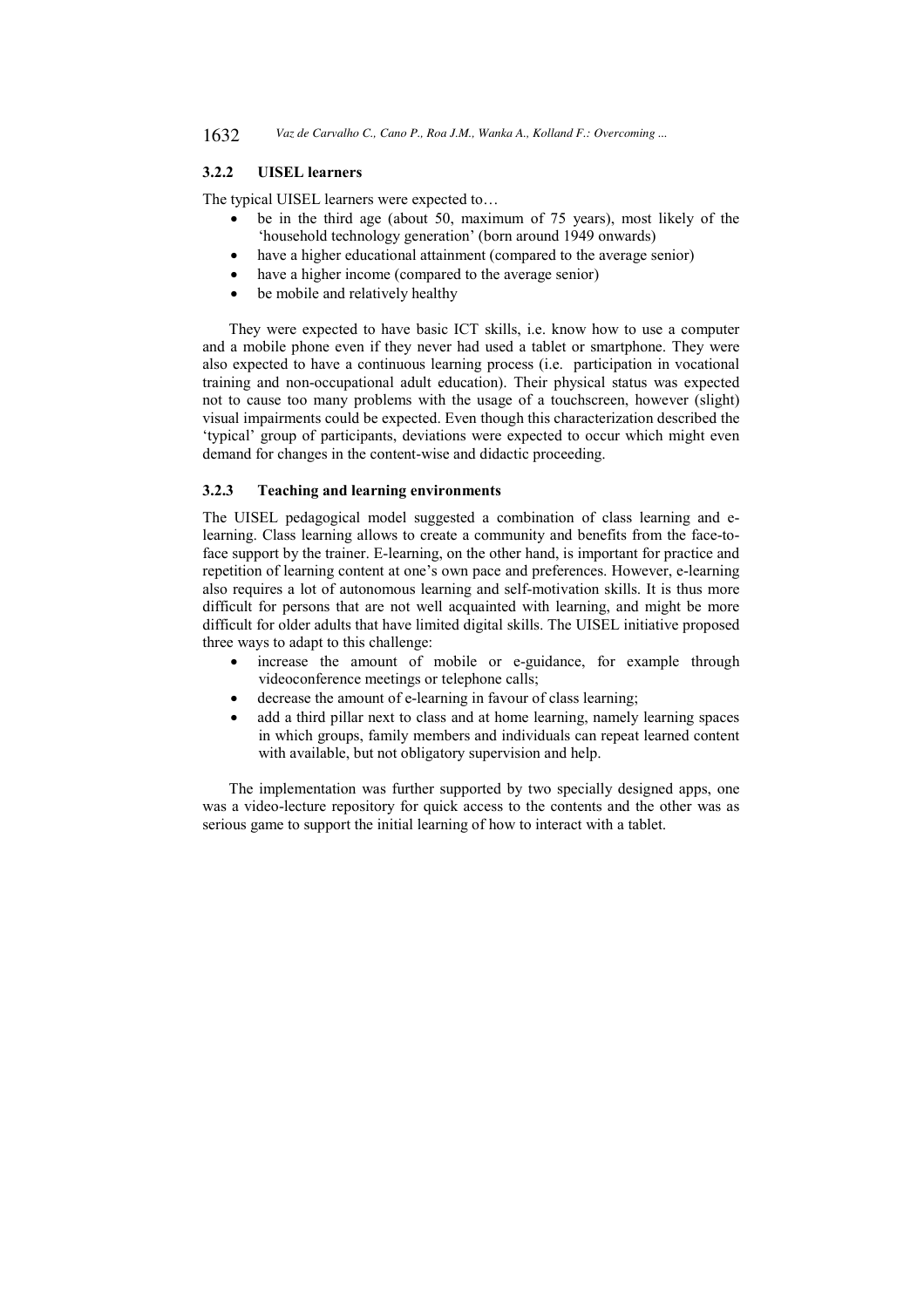### 3.2.2 UISEL learners

The typical UISEL learners were expected to…

- be in the third age (about 50, maximum of 75 years), most likely of the 'household technology generation' (born around 1949 onwards)
- have a higher educational attainment (compared to the average senior)
- have a higher income (compared to the average senior)
- be mobile and relatively healthy

They were expected to have basic ICT skills, i.e. know how to use a computer and a mobile phone even if they never had used a tablet or smartphone. They were also expected to have a continuous learning process (i.e. participation in vocational training and non-occupational adult education). Their physical status was expected not to cause too many problems with the usage of a touchscreen, however (slight) visual impairments could be expected. Even though this characterization described the 'typical' group of participants, deviations were expected to occur which might even demand for changes in the content-wise and didactic proceeding.

### 3.2.3 Teaching and learning environments

The UISEL pedagogical model suggested a combination of class learning and e-learning. Class learning allows to create a community and benefits from the face-to-face support by the trainer. E-learning, on the other hand, is important for practice and repetition of learning content at one's own pace and preferences. However, e-learning also requires a lot of autonomous learning and self-motivation skills. It is thus more difficult for persons that are not well acquainted with learning, and might be more difficult for older adults that have limited digital skills. The UISEL initiative proposed three ways to adapt to this challenge:

- increase the amount of mobile or e-guidance, for example through videoconference meetings or telephone calls;
- decrease the amount of e-learning in favour of class learning;
- add a third pillar next to class and at home learning, namely learning spaces in which groups, family members and individuals can repeat learned content with available, but not obligatory supervision and help.

The implementation was further supported by two specially designed apps, one was a video-lecture repository for quick access to the contents and the other was as serious game to support the initial learning of how to interact with a tablet.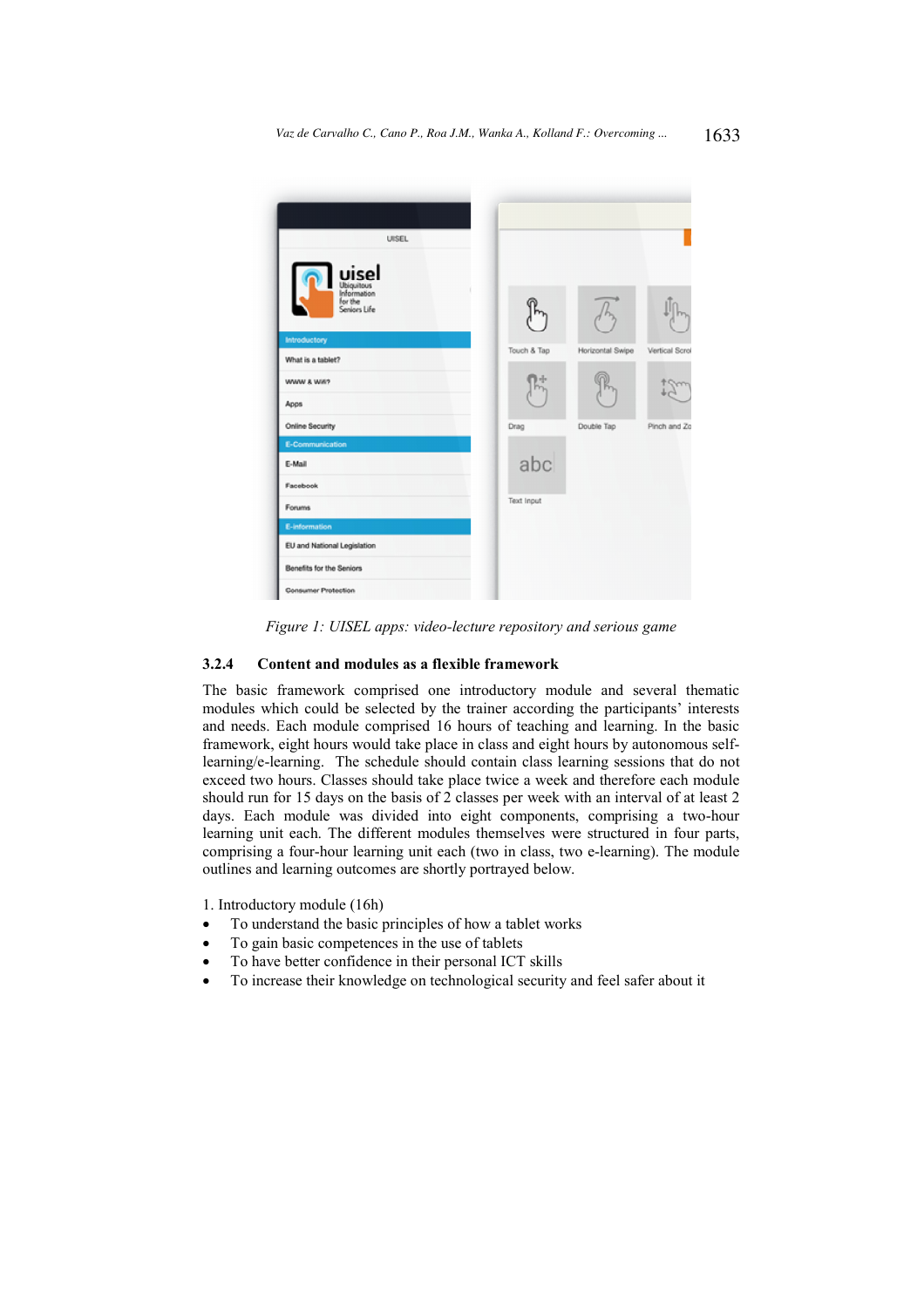*Figure 1: UISEL apps: video-lecture repository and serious game*

#### 3.2.4 Content and modules as a flexible framework

The basic framework comprised one introductory module and several thematic modules which could be selected by the trainer according the participants' interests and needs. Each module comprised 16 hours of teaching and learning. In the basic framework, eight hours would take place in class and eight hours by autonomous self-learning/e-learning. The schedule should contain class learning sessions that do not exceed two hours. Classes should take place twice a week and therefore each module should run for 15 days on the basis of 2 classes per week with an interval of at least 2 days. Each module was divided into eight components, comprising a two-hour learning unit each. The different modules themselves were structured in four parts, comprising a four-hour learning unit each (two in class, two e-learning). The module outlines and learning outcomes are shortly portrayed below.

1. Introductory module (16h)

- To understand the basic principles of how a tablet works
- To gain basic competences in the use of tablets
- To have better confidence in their personal ICT skills
- To increase their knowledge on technological security and feel safer about it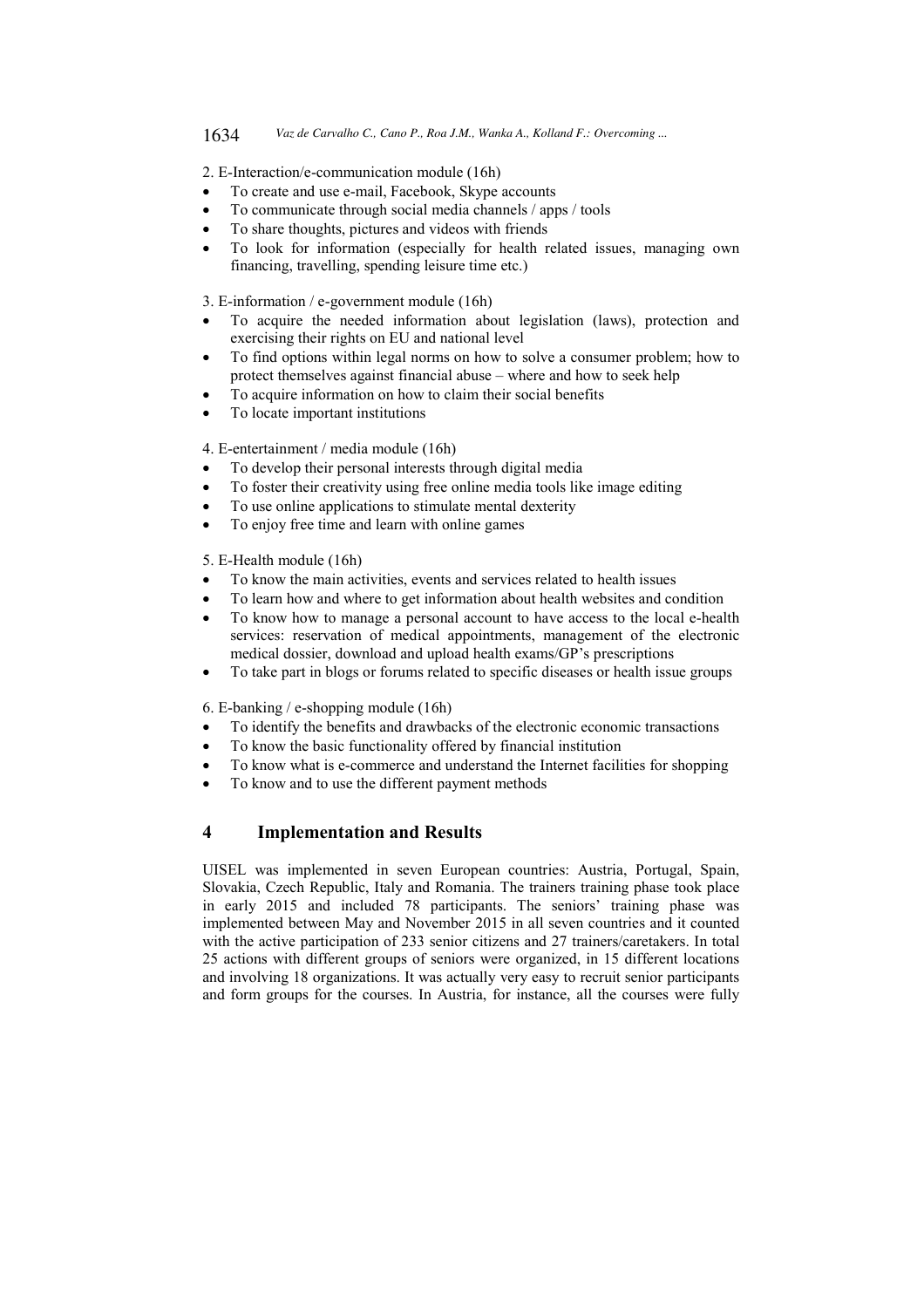2. E-Interaction/e-communication module (16h)

- To create and use e-mail, Facebook, Skype accounts
- To communicate through social media channels / apps / tools
- To share thoughts, pictures and videos with friends
- To look for information (especially for health related issues, managing own financing, travelling, spending leisure time etc.)

3. E-information / e-government module (16h)

- To acquire the needed information about legislation (laws), protection and exercising their rights on EU and national level
- To find options within legal norms on how to solve a consumer problem; how to protect themselves against financial abuse – where and how to seek help
- To acquire information on how to claim their social benefits
- To locate important institutions

4. E-entertainment / media module (16h)

- To develop their personal interests through digital media
- To foster their creativity using free online media tools like image editing
- To use online applications to stimulate mental dexterity
- To enjoy free time and learn with online games

5. E-Health module (16h)

- To know the main activities, events and services related to health issues
- To learn how and where to get information about health websites and condition
- To know how to manage a personal account to have access to the local e-health services: reservation of medical appointments, management of the electronic medical dossier, download and upload health exams/GP's prescriptions
- To take part in blogs or forums related to specific diseases or health issue groups

6. E-banking / e-shopping module (16h)

- To identify the benefits and drawbacks of the electronic economic transactions
- To know the basic functionality offered by financial institution
- To know what is e-commerce and understand the Internet facilities for shopping
- To know and to use the different payment methods

## 4 Implementation and Results

UISEL was implemented in seven European countries: Austria, Portugal, Spain, Slovakia, Czech Republic, Italy and Romania. The trainers training phase took place in early 2015 and included 78 participants. The seniors' training phase was implemented between May and November 2015 in all seven countries and it counted with the active participation of 233 senior citizens and 27 trainers/caretakers. In total 25 actions with different groups of seniors were organized, in 15 different locations and involving 18 organizations. It was actually very easy to recruit senior participants and form groups for the courses. In Austria, for instance, all the courses were fully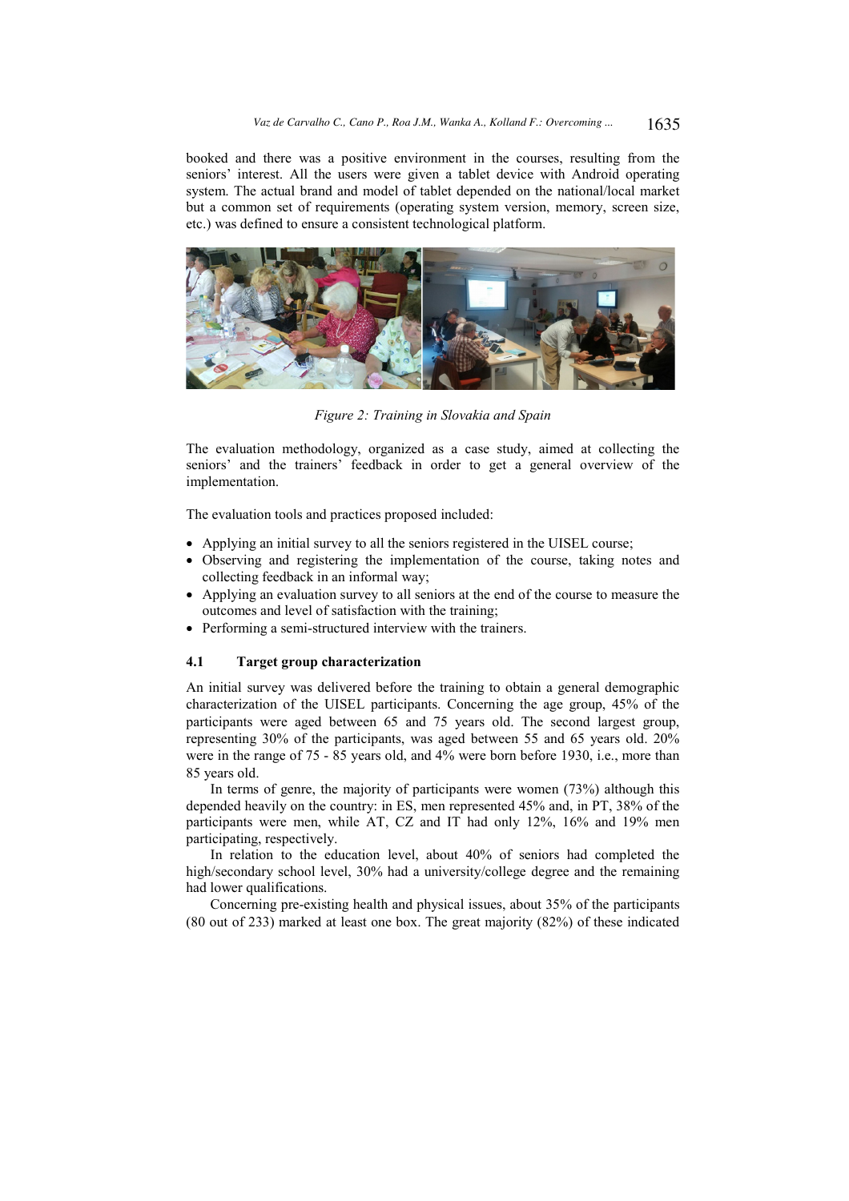booked and there was a positive environment in the courses, resulting from the seniors' interest. All the users were given a tablet device with Android operating system. The actual brand and model of tablet depended on the national/local market but a common set of requirements (operating system version, memory, screen size, etc.) was defined to ensure a consistent technological platform.

*Figure 2: Training in Slovakia and Spain*

The evaluation methodology, organized as a case study, aimed at collecting the seniors' and the trainers' feedback in order to get a general overview of the implementation.

The evaluation tools and practices proposed included:

- Applying an initial survey to all the seniors registered in the UISEL course;
- Observing and registering the implementation of the course, taking notes and collecting feedback in an informal way;
- Applying an evaluation survey to all seniors at the end of the course to measure the outcomes and level of satisfaction with the training;
- Performing a semi-structured interview with the trainers.

### 4.1 Target group characterization

An initial survey was delivered before the training to obtain a general demographic characterization of the UISEL participants. Concerning the age group, 45% of the participants were aged between 65 and 75 years old. The second largest group, representing 30% of the participants, was aged between 55 and 65 years old. 20% were in the range of 75 - 85 years old, and 4% were born before 1930, i.e., more than 85 years old.

In terms of genre, the majority of participants were women (73%) although this depended heavily on the country: in ES, men represented 45% and, in PT, 38% of the participants were men, while AT, CZ and IT had only 12%, 16% and 19% men participating, respectively.

In relation to the education level, about 40% of seniors had completed the high/secondary school level, 30% had a university/college degree and the remaining had lower qualifications.

Concerning pre-existing health and physical issues, about 35% of the participants (80 out of 233) marked at least one box. The great majority (82%) of these indicated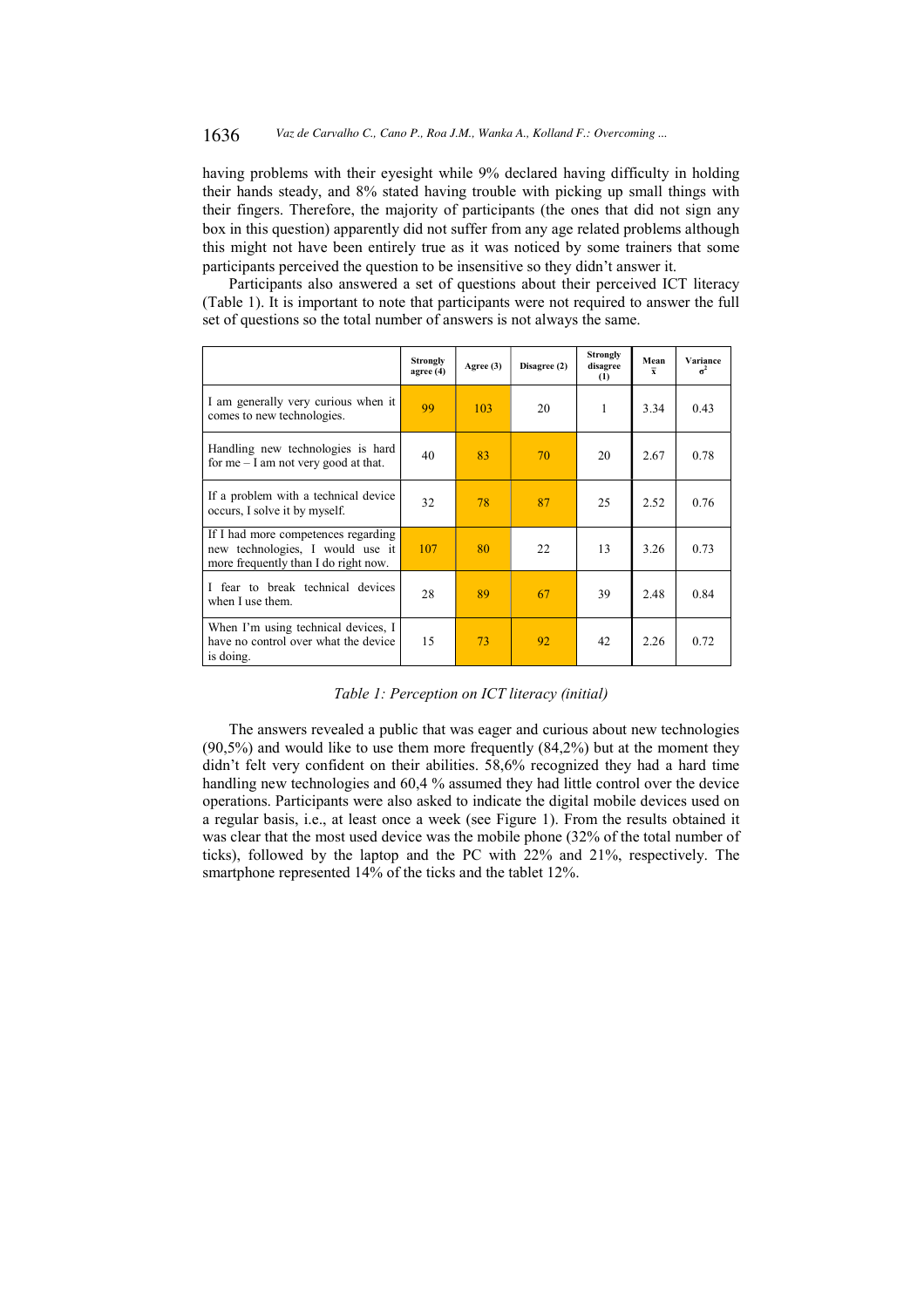having problems with their eyesight while 9% declared having difficulty in holding their hands steady, and 8% stated having trouble with picking up small things with their fingers. Therefore, the majority of participants (the ones that did not sign any box in this question) apparently did not suffer from any age related problems although this might not have been entirely true as it was noticed by some trainers that some participants perceived the question to be insensitive so they didn't answer it.

Participants also answered a set of questions about their perceived ICT literacy (Table 1). It is important to note that participants were not required to answer the full set of questions so the total number of answers is not always the same.

| | Strongly agree (4) | Agree (3) | Disagree (2) | Strongly disagree (1) | Mean $\bar{x}$ | Variance $\sigma^2$ |
|---|---|---|---|---|---|---|
| I am generally very curious when it comes to new technologies. | 99 | 103 | 20 | 1 | 3.34 | 0.43 |
| Handling new technologies is hard for me – I am not very good at that. | 40 | 83 | 70 | 20 | 2.67 | 0.78 |
| If a problem with a technical device occurs, I solve it by myself. | 32 | 78 | 87 | 25 | 2.52 | 0.76 |
| If I had more competences regarding new technologies, I would use it more frequently than I do right now. | 107 | 80 | 22 | 13 | 3.26 | 0.73 |
| I fear to break technical devices when I use them. | 28 | 89 | 67 | 39 | 2.48 | 0.84 |
| When I'm using technical devices, I have no control over what the device is doing. | 15 | 73 | 92 | 42 | 2.26 | 0.72 |

*Table 1: Perception on ICT literacy (initial)*

The answers revealed a public that was eager and curious about new technologies (90,5%) and would like to use them more frequently (84,2%) but at the moment they didn't felt very confident on their abilities. 58,6% recognized they had a hard time handling new technologies and 60,4 % assumed they had little control over the device operations. Participants were also asked to indicate the digital mobile devices used on a regular basis, i.e., at least once a week (see Figure 1). From the results obtained it was clear that the most used device was the mobile phone (32% of the total number of ticks), followed by the laptop and the PC with 22% and 21%, respectively. The smartphone represented 14% of the ticks and the tablet 12%.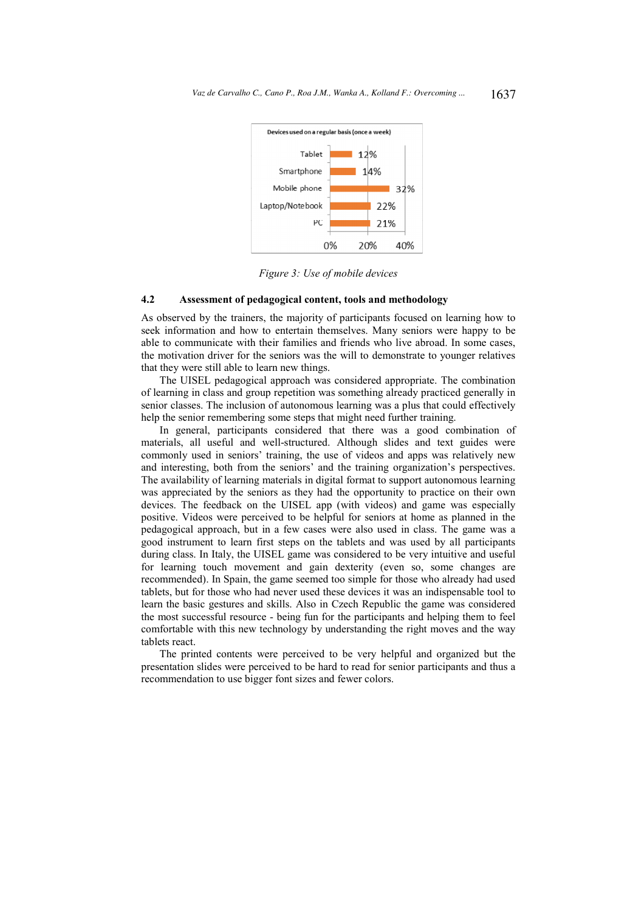Devices used on a regular basis (once a week)

| Device | % |
|---|---|
| Tablet | 12% |
| Smartphone | 14% |
| Mobile phone | 32% |
| Laptop/Notebook | 22% |
| PC | 21% |

*Figure 3: Use of mobile devices*

### 4.2 Assessment of pedagogical content, tools and methodology

As observed by the trainers, the majority of participants focused on learning how to seek information and how to entertain themselves. Many seniors were happy to be able to communicate with their families and friends who live abroad. In some cases, the motivation driver for the seniors was the will to demonstrate to younger relatives that they were still able to learn new things.

The UISEL pedagogical approach was considered appropriate. The combination of learning in class and group repetition was something already practiced generally in senior classes. The inclusion of autonomous learning was a plus that could effectively help the senior remembering some steps that might need further training.

In general, participants considered that there was a good combination of materials, all useful and well-structured. Although slides and text guides were commonly used in seniors' training, the use of videos and apps was relatively new and interesting, both from the seniors' and the training organization's perspectives. The availability of learning materials in digital format to support autonomous learning was appreciated by the seniors as they had the opportunity to practice on their own devices. The feedback on the UISEL app (with videos) and game was especially positive. Videos were perceived to be helpful for seniors at home as planned in the pedagogical approach, but in a few cases were also used in class. The game was a good instrument to learn first steps on the tablets and was used by all participants during class. In Italy, the UISEL game was considered to be very intuitive and useful for learning touch movement and gain dexterity (even so, some changes are recommended). In Spain, the game seemed too simple for those who already had used tablets, but for those who had never used these devices it was an indispensable tool to learn the basic gestures and skills. Also in Czech Republic the game was considered the most successful resource - being fun for the participants and helping them to feel comfortable with this new technology by understanding the right moves and the way tablets react.

The printed contents were perceived to be very helpful and organized but the presentation slides were perceived to be hard to read for senior participants and thus a recommendation to use bigger font sizes and fewer colors.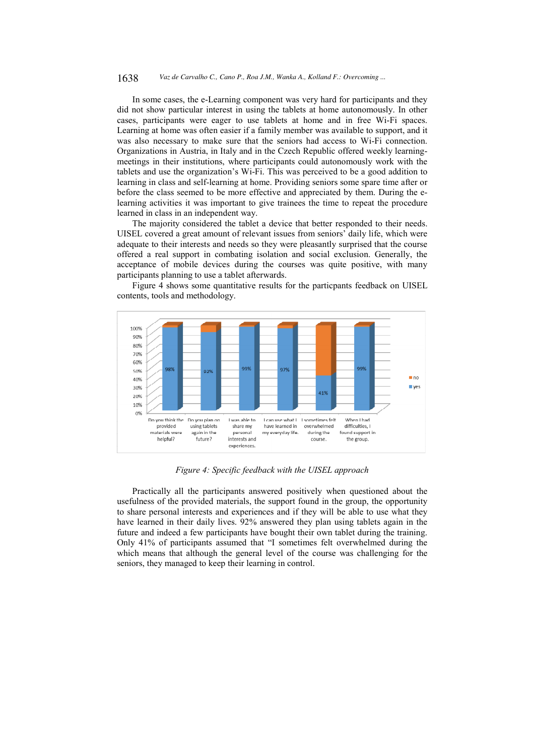In some cases, the e-Learning component was very hard for participants and they did not show particular interest in using the tablets at home autonomously. In other cases, participants were eager to use tablets at home and in free Wi-Fi spaces. Learning at home was often easier if a family member was available to support, and it was also necessary to make sure that the seniors had access to Wi-Fi connection. Organizations in Austria, in Italy and in the Czech Republic offered weekly learning-meetings in their institutions, where participants could autonomously work with the tablets and use the organization's Wi-Fi. This was perceived to be a good addition to learning in class and self-learning at home. Providing seniors some spare time after or before the class seemed to be more effective and appreciated by them. During the e-learning activities it was important to give trainees the time to repeat the procedure learned in class in an independent way.

The majority considered the tablet a device that better responded to their needs. UISEL covered a great amount of relevant issues from seniors' daily life, which were adequate to their interests and needs so they were pleasantly surprised that the course offered a real support in combating isolation and social exclusion. Generally, the acceptance of mobile devices during the courses was quite positive, with many participants planning to use a tablet afterwards.

Figure 4 shows some quantitative results for the particpants feedback on UISEL contents, tools and methodology.

| | yes | no |
| --- | --- | --- |
| Do you think the provided materials were helpful? | 98% | |
| Do you plan on using tablets again in the future? | 92% | |
| I was able to share my personal interests and experiences. | 99% | |
| I can use what I have learned in my everyday life. | 97% | |
| I sometimes felt overwhelmed during the course. | 41% | |
| When I had difficulties, I found support in the group. | 99% | |

*Figure 4: Specific feedback with the UISEL approach*

Practically all the participants answered positively when questioned about the usefulness of the provided materials, the support found in the group, the opportunity to share personal interests and experiences and if they will be able to use what they have learned in their daily lives. 92% answered they plan using tablets again in the future and indeed a few participants have bought their own tablet during the training. Only 41% of participants assumed that "I sometimes felt overwhelmed during the which means that although the general level of the course was challenging for the seniors, they managed to keep their learning in control.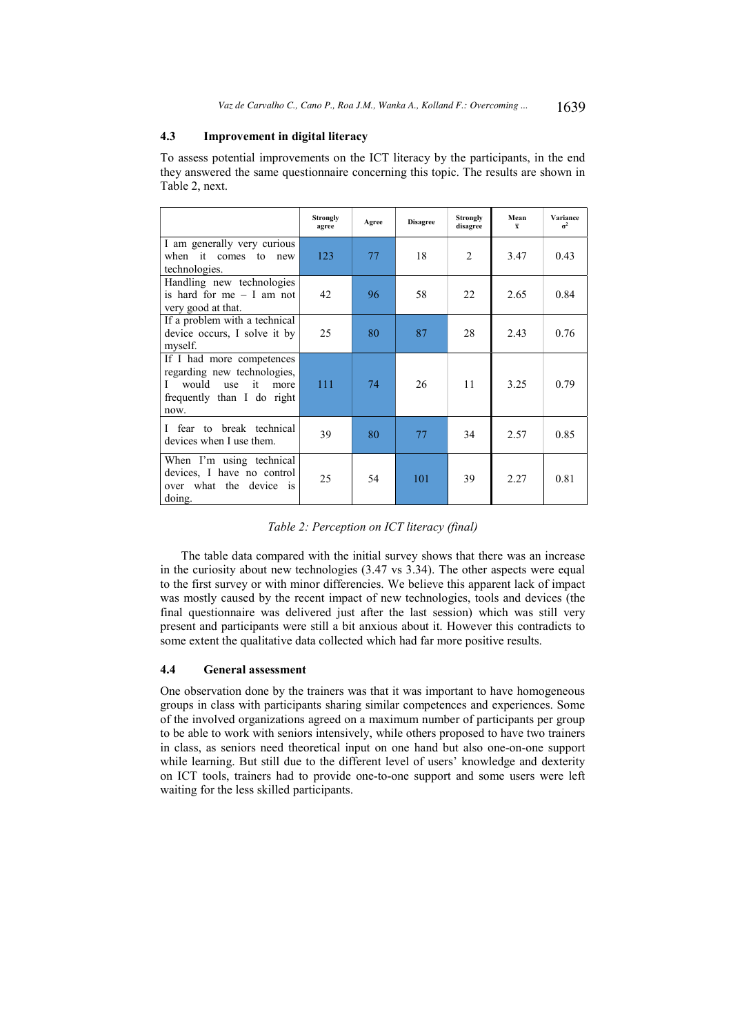### 4.3 Improvement in digital literacy

To assess potential improvements on the ICT literacy by the participants, in the end they answered the same questionnaire concerning this topic. The results are shown in Table 2, next.

| | Strongly agree | Agree | Disagree | Strongly disagree | Mean $\bar{x}$ | Variance $\sigma^2$ |
|---|---|---|---|---|---|---|
| I am generally very curious when it comes to new technologies. | 123 | 77 | 18 | 2 | 3.47 | 0.43 |
| Handling new technologies is hard for me – I am not very good at that. | 42 | 96 | 58 | 22 | 2.65 | 0.84 |
| If a problem with a technical device occurs, I solve it by myself. | 25 | 80 | 87 | 28 | 2.43 | 0.76 |
| If I had more competences regarding new technologies, I would use it more frequently than I do right now. | 111 | 74 | 26 | 11 | 3.25 | 0.79 |
| I fear to break technical devices when I use them. | 39 | 80 | 77 | 34 | 2.57 | 0.85 |
| When I'm using technical devices, I have no control over what the device is doing. | 25 | 54 | 101 | 39 | 2.27 | 0.81 |

*Table 2: Perception on ICT literacy (final)*

The table data compared with the initial survey shows that there was an increase in the curiosity about new technologies (3.47 vs 3.34). The other aspects were equal to the first survey or with minor differencies. We believe this apparent lack of impact was mostly caused by the recent impact of new technologies, tools and devices (the final questionnaire was delivered just after the last session) which was still very present and participants were still a bit anxious about it. However this contradicts to some extent the qualitative data collected which had far more positive results.

### 4.4 General assessment

One observation done by the trainers was that it was important to have homogeneous groups in class with participants sharing similar competences and experiences. Some of the involved organizations agreed on a maximum number of participants per group to be able to work with seniors intensively, while others proposed to have two trainers in class, as seniors need theoretical input on one hand but also one-on-one support while learning. But still due to the different level of users' knowledge and dexterity on ICT tools, trainers had to provide one-to-one support and some users were left waiting for the less skilled participants.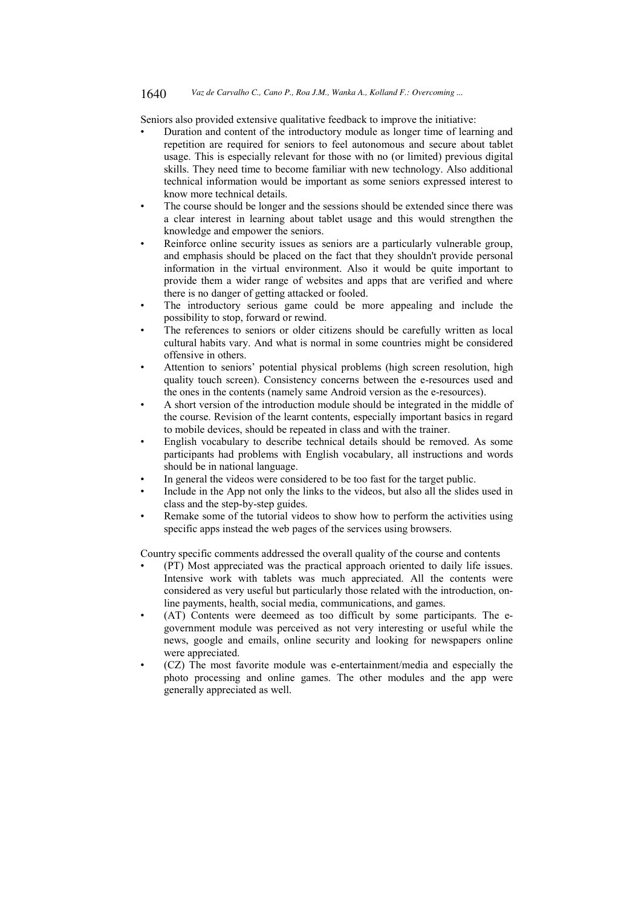Seniors also provided extensive qualitative feedback to improve the initiative:

- Duration and content of the introductory module as longer time of learning and repetition are required for seniors to feel autonomous and secure about tablet usage. This is especially relevant for those with no (or limited) previous digital skills. They need time to become familiar with new technology. Also additional technical information would be important as some seniors expressed interest to know more technical details.
- The course should be longer and the sessions should be extended since there was a clear interest in learning about tablet usage and this would strengthen the knowledge and empower the seniors.
- Reinforce online security issues as seniors are a particularly vulnerable group, and emphasis should be placed on the fact that they shouldn't provide personal information in the virtual environment. Also it would be quite important to provide them a wider range of websites and apps that are verified and where there is no danger of getting attacked or fooled.
- The introductory serious game could be more appealing and include the possibility to stop, forward or rewind.
- The references to seniors or older citizens should be carefully written as local cultural habits vary. And what is normal in some countries might be considered offensive in others.
- Attention to seniors' potential physical problems (high screen resolution, high quality touch screen). Consistency concerns between the e-resources used and the ones in the contents (namely same Android version as the e-resources).
- A short version of the introduction module should be integrated in the middle of the course. Revision of the learnt contents, especially important basics in regard to mobile devices, should be repeated in class and with the trainer.
- English vocabulary to describe technical details should be removed. As some participants had problems with English vocabulary, all instructions and words should be in national language.
- In general the videos were considered to be too fast for the target public.
- Include in the App not only the links to the videos, but also all the slides used in class and the step-by-step guides.
- Remake some of the tutorial videos to show how to perform the activities using specific apps instead the web pages of the services using browsers.

Country specific comments addressed the overall quality of the course and contents

- (PT) Most appreciated was the practical approach oriented to daily life issues. Intensive work with tablets was much appreciated. All the contents were considered as very useful but particularly those related with the introduction, on-line payments, health, social media, communications, and games.
- (AT) Contents were deemeed as too difficult by some participants. The e-government module was perceived as not very interesting or useful while the news, google and emails, online security and looking for newspapers online were appreciated.
- (CZ) The most favorite module was e-entertainment/media and especially the photo processing and online games. The other modules and the app were generally appreciated as well.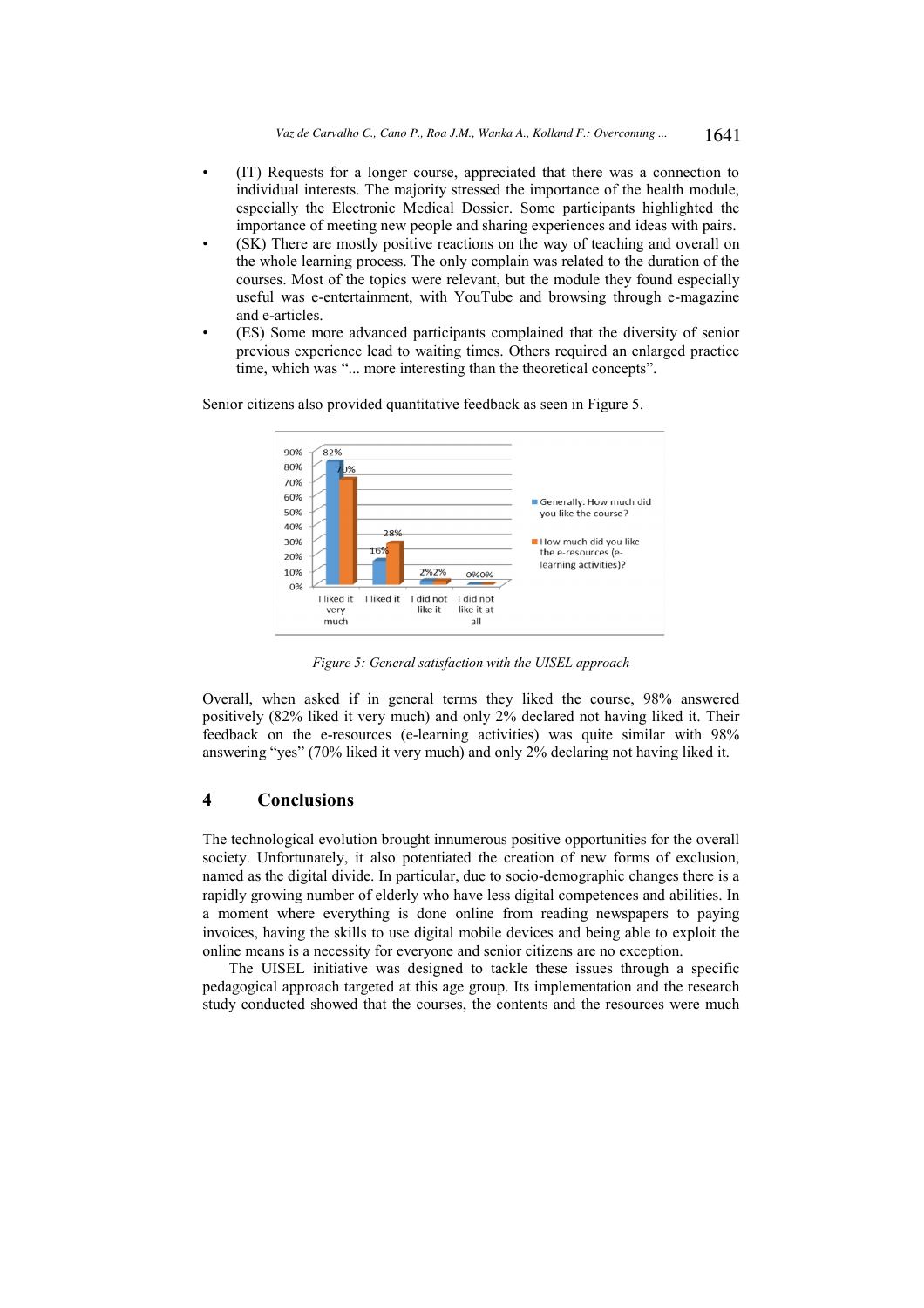- (IT) Requests for a longer course, appreciated that there was a connection to individual interests. The majority stressed the importance of the health module, especially the Electronic Medical Dossier. Some participants highlighted the importance of meeting new people and sharing experiences and ideas with pairs.
- (SK) There are mostly positive reactions on the way of teaching and overall on the whole learning process. The only complain was related to the duration of the courses. Most of the topics were relevant, but the module they found especially useful was e-entertainment, with YouTube and browsing through e-magazine and e-articles.
- (ES) Some more advanced participants complained that the diversity of senior previous experience lead to waiting times. Others required an enlarged practice time, which was "... more interesting than the theoretical concepts".

Senior citizens also provided quantitative feedback as seen in Figure 5.

*Figure 5: General satisfaction with the UISEL approach*

Overall, when asked if in general terms they liked the course, 98% answered positively (82% liked it very much) and only 2% declared not having liked it. Their feedback on the e-resources (e-learning activities) was quite similar with 98% answering "yes" (70% liked it very much) and only 2% declaring not having liked it.

## 4 Conclusions

The technological evolution brought innumerous positive opportunities for the overall society. Unfortunately, it also potentiated the creation of new forms of exclusion, named as the digital divide. In particular, due to socio-demographic changes there is a rapidly growing number of elderly who have less digital competences and abilities. In a moment where everything is done online from reading newspapers to paying invoices, having the skills to use digital mobile devices and being able to exploit the online means is a necessity for everyone and senior citizens are no exception.

The UISEL initiative was designed to tackle these issues through a specific pedagogical approach targeted at this age group. Its implementation and the research study conducted showed that the courses, the contents and the resources were much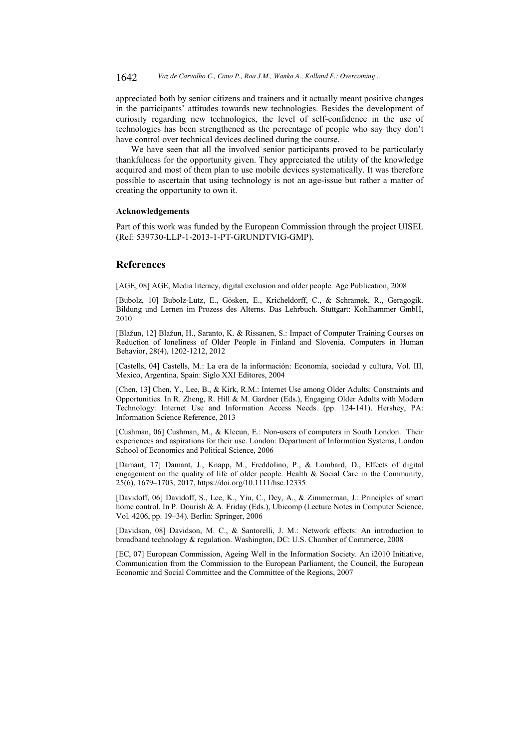appreciated both by senior citizens and trainers and it actually meant positive changes in the participants' attitudes towards new technologies. Besides the development of curiosity regarding new technologies, the level of self-confidence in the use of technologies has been strengthened as the percentage of people who say they don't have control over technical devices declined during the course.

We have seen that all the involved senior participants proved to be particularly thankfulness for the opportunity given. They appreciated the utility of the knowledge acquired and most of them plan to use mobile devices systematically. It was therefore possible to ascertain that using technology is not an age-issue but rather a matter of creating the opportunity to own it.

#### Acknowledgements

Part of this work was funded by the European Commission through the project UISEL (Ref: 539730-LLP-1-2013-1-PT-GRUNDTVIG-GMP).

## References

[AGE, 08] AGE, Media literacy, digital exclusion and older people. Age Publication, 2008

[Bubolz, 10] Bubolz-Lutz, E., Gösken, E., Kricheldorff, C., & Schramek, R., Geragogik. Bildung und Lernen im Prozess des Alterns. Das Lehrbuch. Stuttgart: Kohlhammer GmbH, 2010

[Blažun, 12] Blažun, H., Saranto, K. & Rissanen, S.: Impact of Computer Training Courses on Reduction of loneliness of Older People in Finland and Slovenia. Computers in Human Behavior, 28(4), 1202-1212, 2012

[Castells, 04] Castells, M.: La era de la información: Economía, sociedad y cultura, Vol. III, Mexico, Argentina, Spain: Siglo XXI Editores, 2004

[Chen, 13] Chen, Y., Lee, B., & Kirk, R.M.: Internet Use among Older Adults: Constraints and Opportunities. In R. Zheng, R. Hill & M. Gardner (Eds.), Engaging Older Adults with Modern Technology: Internet Use and Information Access Needs. (pp. 124-141). Hershey, PA: Information Science Reference, 2013

[Cushman, 06] Cushman, M., & Klecun, E.: Non-users of computers in South London. Their experiences and aspirations for their use. London: Department of Information Systems, London School of Economics and Political Science, 2006

[Damant, 17] Damant, J., Knapp, M., Freddolino, P., & Lombard, D., Effects of digital engagement on the quality of life of older people. Health & Social Care in the Community, 25(6), 1679–1703, 2017, https://doi.org/10.1111/hsc.12335

[Davidoff, 06] Davidoff, S., Lee, K., Yiu, C., Dey, A., & Zimmerman, J.: Principles of smart home control. In P. Dourish & A. Friday (Eds.), Ubicomp (Lecture Notes in Computer Science, Vol. 4206, pp. 19–34). Berlin: Springer, 2006

[Davidson, 08] Davidson, M. C., & Santorelli, J. M.: Network effects: An introduction to broadband technology & regulation. Washington, DC: U.S. Chamber of Commerce, 2008

[EC, 07] European Commission, Ageing Well in the Information Society. An i2010 Initiative, Communication from the Commission to the European Parliament, the Council, the European Economic and Social Committee and the Committee of the Regions, 2007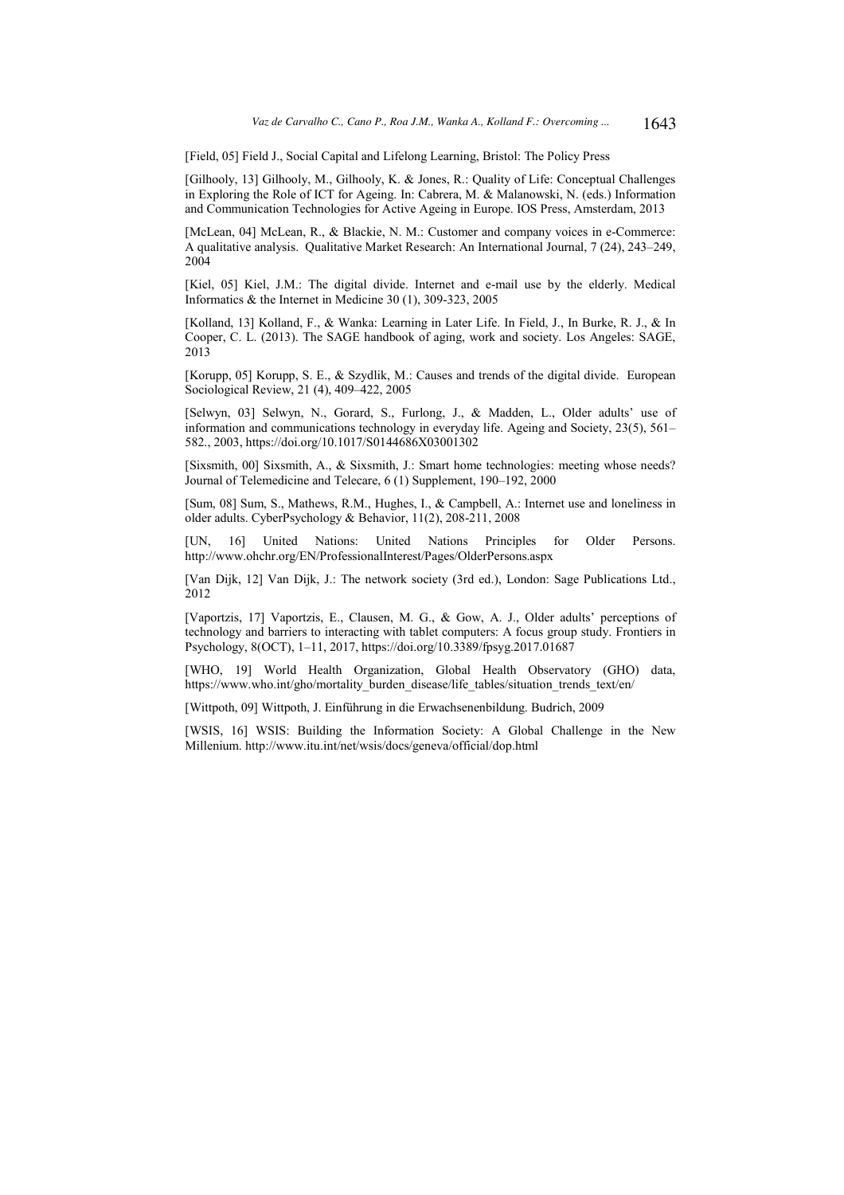[Field, 05] Field J., Social Capital and Lifelong Learning, Bristol: The Policy Press

[Gilhooly, 13] Gilhooly, M., Gilhooly, K. & Jones, R.: Quality of Life: Conceptual Challenges in Exploring the Role of ICT for Ageing. In: Cabrera, M. & Malanowski, N. (eds.) Information and Communication Technologies for Active Ageing in Europe. IOS Press, Amsterdam, 2013

[McLean, 04] McLean, R., & Blackie, N. M.: Customer and company voices in e-Commerce: A qualitative analysis. Qualitative Market Research: An International Journal, 7 (24), 243–249, 2004

[Kiel, 05] Kiel, J.M.: The digital divide. Internet and e-mail use by the elderly. Medical Informatics & the Internet in Medicine 30 (1), 309-323, 2005

[Kolland, 13] Kolland, F., & Wanka: Learning in Later Life. In Field, J., In Burke, R. J., & In Cooper, C. L. (2013). The SAGE handbook of aging, work and society. Los Angeles: SAGE, 2013

[Korupp, 05] Korupp, S. E., & Szydlik, M.: Causes and trends of the digital divide. European Sociological Review, 21 (4), 409–422, 2005

[Selwyn, 03] Selwyn, N., Gorard, S., Furlong, J., & Madden, L., Older adults' use of information and communications technology in everyday life. Ageing and Society, 23(5), 561–582., 2003, https://doi.org/10.1017/S0144686X03001302

[Sixsmith, 00] Sixsmith, A., & Sixsmith, J.: Smart home technologies: meeting whose needs? Journal of Telemedicine and Telecare, 6 (1) Supplement, 190–192, 2000

[Sum, 08] Sum, S., Mathews, R.M., Hughes, I., & Campbell, A.: Internet use and loneliness in older adults. CyberPsychology & Behavior, 11(2), 208-211, 2008

[UN, 16] United Nations: United Nations Principles for Older Persons. http://www.ohchr.org/EN/ProfessionalInterest/Pages/OlderPersons.aspx

[Van Dijk, 12] Van Dijk, J.: The network society (3rd ed.), London: Sage Publications Ltd., 2012

[Vaportzis, 17] Vaportzis, E., Clausen, M. G., & Gow, A. J., Older adults' perceptions of technology and barriers to interacting with tablet computers: A focus group study. Frontiers in Psychology, 8(OCT), 1–11, 2017, https://doi.org/10.3389/fpsyg.2017.01687

[WHO, 19] World Health Organization, Global Health Observatory (GHO) data, https://www.who.int/gho/mortality_burden_disease/life_tables/situation_trends_text/en/

[Wittpoth, 09] Wittpoth, J. Einführung in die Erwachsenenbildung. Budrich, 2009

[WSIS, 16] WSIS: Building the Information Society: A Global Challenge in the New Millenium. http://www.itu.int/net/wsis/docs/geneva/official/dop.html